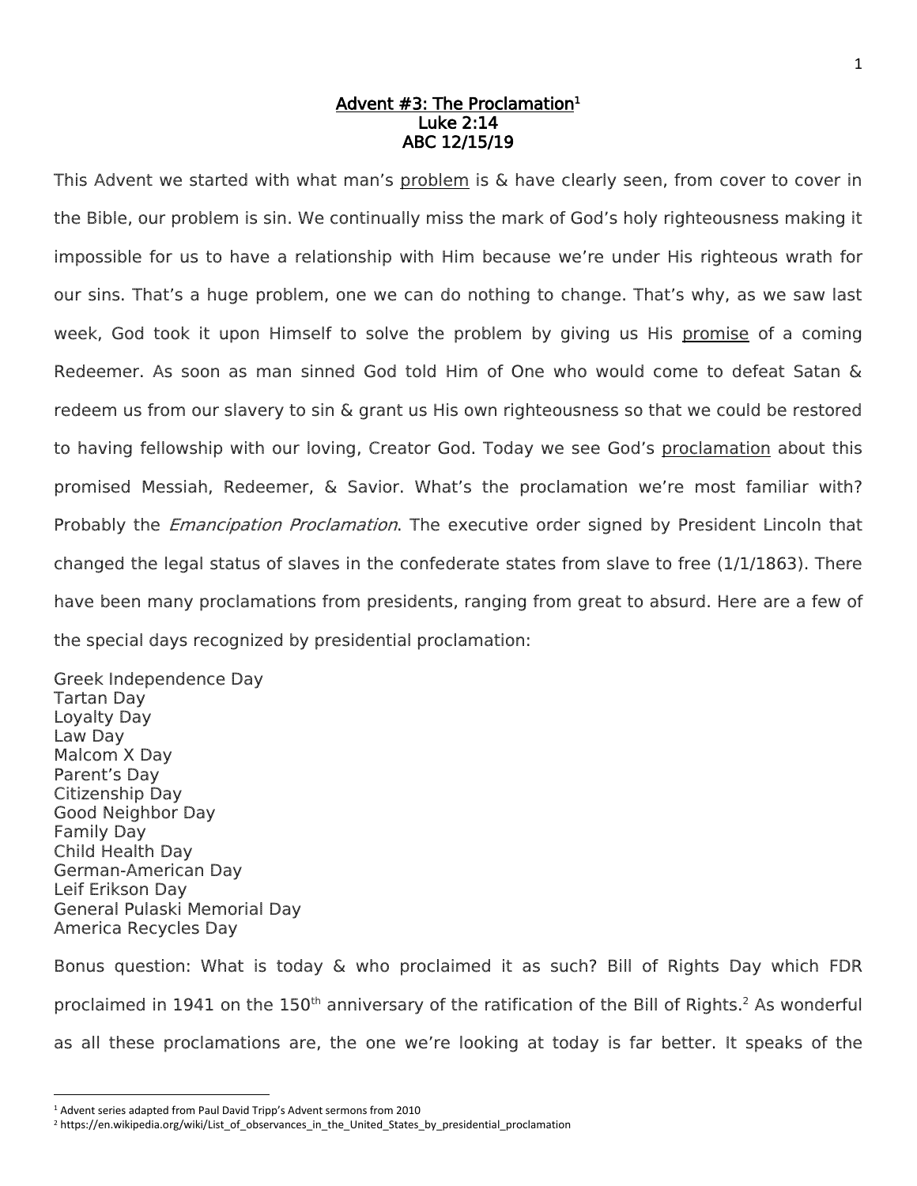# Advent #3: The Proclamation[1]
## Luke 2:14
## ABC 12/15/19

This Advent we started with what man's problem is & have clearly seen, from cover to cover in the Bible, our problem is sin. We continually miss the mark of God's holy righteousness making it impossible for us to have a relationship with Him because we're under His righteous wrath for our sins. That's a huge problem, one we can do nothing to change. That's why, as we saw last week, God took it upon Himself to solve the problem by giving us His promise of a coming Redeemer. As soon as man sinned God told Him of One who would come to defeat Satan & redeem us from our slavery to sin & grant us His own righteousness so that we could be restored to having fellowship with our loving, Creator God. Today we see God's proclamation about this promised Messiah, Redeemer, & Savior. What's the proclamation we're most familiar with? Probably the *Emancipation Proclamation*. The executive order signed by President Lincoln that changed the legal status of slaves in the confederate states from slave to free (1/1/1863). There have been many proclamations from presidents, ranging from great to absurd. Here are a few of the special days recognized by presidential proclamation:

Greek Independence Day
Tartan Day
Loyalty Day
Law Day
Malcom X Day
Parent's Day
Citizenship Day
Good Neighbor Day
Family Day
Child Health Day
German-American Day
Leif Erikson Day
General Pulaski Memorial Day
America Recycles Day

Bonus question: What is today & who proclaimed it as such? Bill of Rights Day which FDR proclaimed in 1941 on the 150th anniversary of the ratification of the Bill of Rights.[2] As wonderful as all these proclamations are, the one we're looking at today is far better. It speaks of the

---

[1] Advent series adapted from Paul David Tripp's Advent sermons from 2010
[2] https://en.wikipedia.org/wiki/List_of_observances_in_the_United_States_by_presidential_proclamation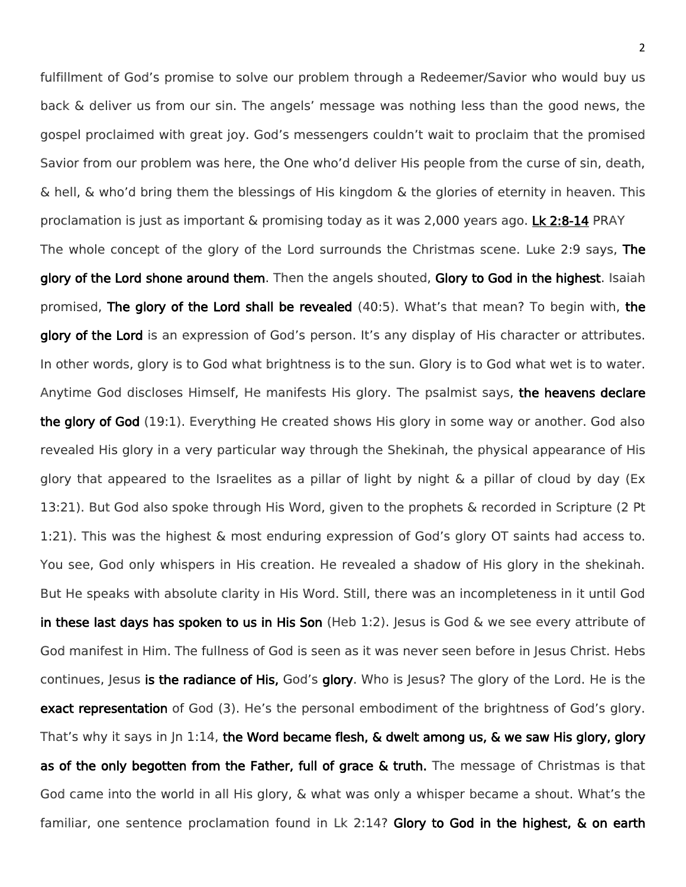fulfillment of God's promise to solve our problem through a Redeemer/Savior who would buy us back & deliver us from our sin. The angels' message was nothing less than the good news, the gospel proclaimed with great joy. God's messengers couldn't wait to proclaim that the promised Savior from our problem was here, the One who'd deliver His people from the curse of sin, death, & hell, & who'd bring them the blessings of His kingdom & the glories of eternity in heaven. This proclamation is just as important & promising today as it was 2,000 years ago. **Lk 2:8-14** PRAY

The whole concept of the glory of the Lord surrounds the Christmas scene. Luke 2:9 says, **The glory of the Lord shone around them**. Then the angels shouted, **Glory to God in the highest**. Isaiah promised, **The glory of the Lord shall be revealed** (40:5). What's that mean? To begin with, **the glory of the Lord** is an expression of God's person. It's any display of His character or attributes. In other words, glory is to God what brightness is to the sun. Glory is to God what wet is to water. Anytime God discloses Himself, He manifests His glory. The psalmist says, **the heavens declare the glory of God** (19:1). Everything He created shows His glory in some way or another. God also revealed His glory in a very particular way through the Shekinah, the physical appearance of His glory that appeared to the Israelites as a pillar of light by night & a pillar of cloud by day (Ex 13:21). But God also spoke through His Word, given to the prophets & recorded in Scripture (2 Pt 1:21). This was the highest & most enduring expression of God's glory OT saints had access to. You see, God only whispers in His creation. He revealed a shadow of His glory in the shekinah. But He speaks with absolute clarity in His Word. Still, there was an incompleteness in it until God **in these last days has spoken to us in His Son** (Heb 1:2). Jesus is God & we see every attribute of God manifest in Him. The fullness of God is seen as it was never seen before in Jesus Christ. Hebs continues, Jesus **is the radiance of His,** God's **glory**. Who is Jesus? The glory of the Lord. He is the **exact representation** of God (3). He's the personal embodiment of the brightness of God's glory. That's why it says in Jn 1:14, **the Word became flesh, & dwelt among us, & we saw His glory, glory as of the only begotten from the Father, full of grace & truth.** The message of Christmas is that God came into the world in all His glory, & what was only a whisper became a shout. What's the familiar, one sentence proclamation found in Lk 2:14? **Glory to God in the highest, & on earth**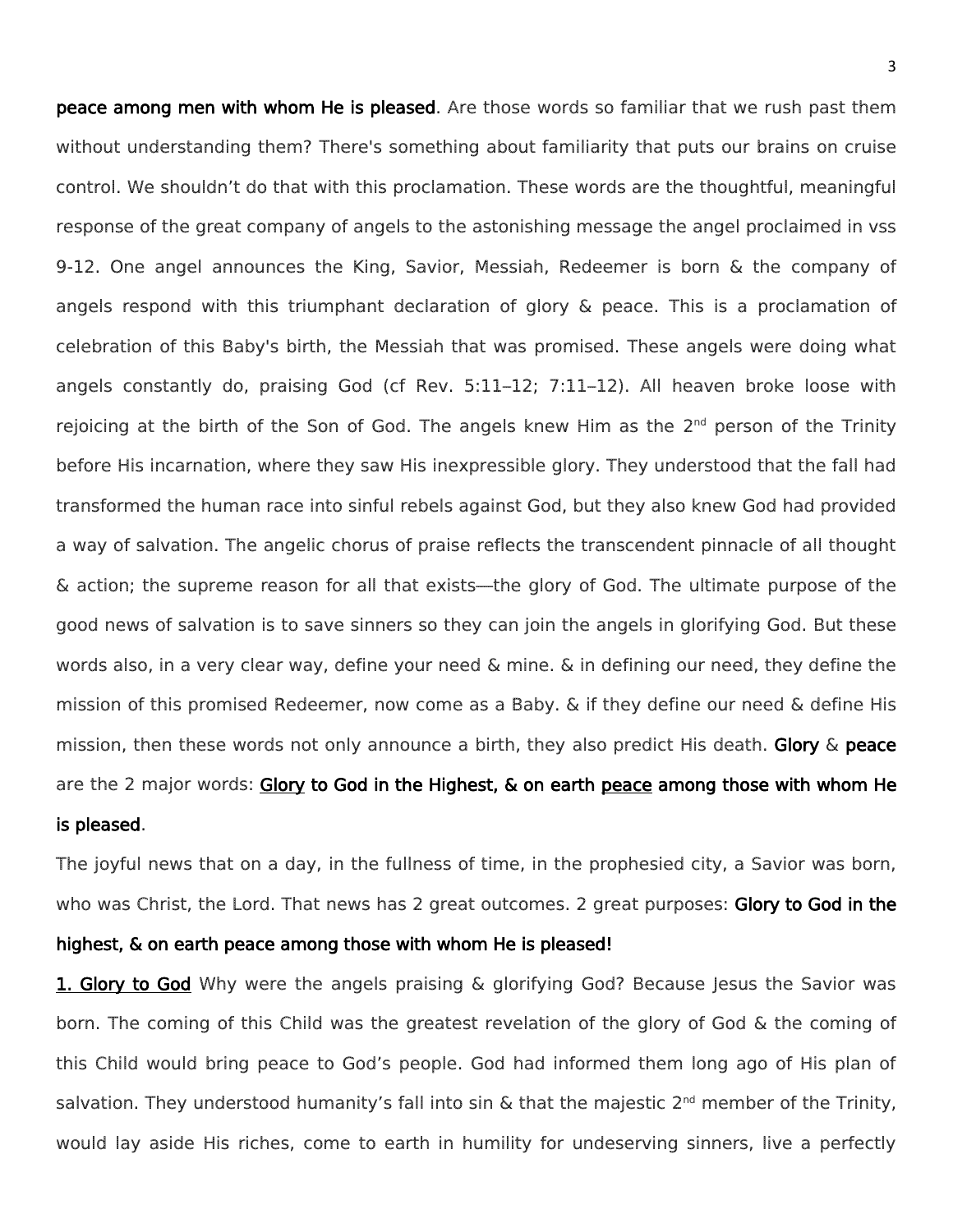**peace among men with whom He is pleased**. Are those words so familiar that we rush past them without understanding them? There's something about familiarity that puts our brains on cruise control. We shouldn't do that with this proclamation. These words are the thoughtful, meaningful response of the great company of angels to the astonishing message the angel proclaimed in vss 9-12. One angel announces the King, Savior, Messiah, Redeemer is born & the company of angels respond with this triumphant declaration of glory & peace. This is a proclamation of celebration of this Baby's birth, the Messiah that was promised. These angels were doing what angels constantly do, praising God (cf Rev. 5:11–12; 7:11–12). All heaven broke loose with rejoicing at the birth of the Son of God. The angels knew Him as the 2nd person of the Trinity before His incarnation, where they saw His inexpressible glory. They understood that the fall had transformed the human race into sinful rebels against God, but they also knew God had provided a way of salvation. The angelic chorus of praise reflects the transcendent pinnacle of all thought & action; the supreme reason for all that exists—the glory of God. The ultimate purpose of the good news of salvation is to save sinners so they can join the angels in glorifying God. But these words also, in a very clear way, define your need & mine. & in defining our need, they define the mission of this promised Redeemer, now come as a Baby. & if they define our need & define His mission, then these words not only announce a birth, they also predict His death. **Glory** & **peace** are the 2 major words: **<u>Glory</u> to God in the Highest, & on earth <u>peace</u> among those with whom He is pleased**.

The joyful news that on a day, in the fullness of time, in the prophesied city, a Savior was born, who was Christ, the Lord. That news has 2 great outcomes. 2 great purposes: **Glory to God in the highest, & on earth peace among those with whom He is pleased!**

**<u>1. Glory to God</u>** Why were the angels praising & glorifying God? Because Jesus the Savior was born. The coming of this Child was the greatest revelation of the glory of God & the coming of this Child would bring peace to God's people. God had informed them long ago of His plan of salvation. They understood humanity's fall into sin & that the majestic 2nd member of the Trinity, would lay aside His riches, come to earth in humility for undeserving sinners, live a perfectly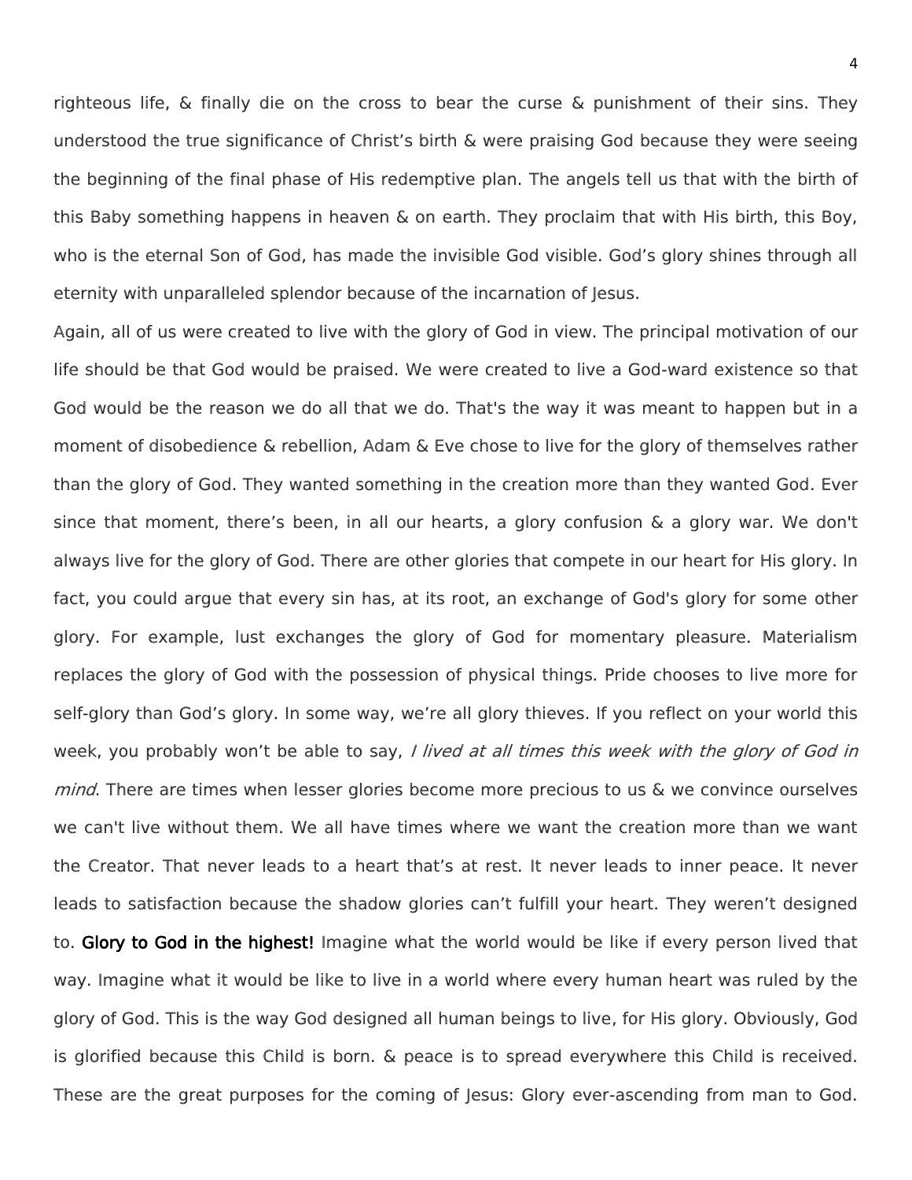righteous life, & finally die on the cross to bear the curse & punishment of their sins. They understood the true significance of Christ's birth & were praising God because they were seeing the beginning of the final phase of His redemptive plan. The angels tell us that with the birth of this Baby something happens in heaven & on earth. They proclaim that with His birth, this Boy, who is the eternal Son of God, has made the invisible God visible. God's glory shines through all eternity with unparalleled splendor because of the incarnation of Jesus.

Again, all of us were created to live with the glory of God in view. The principal motivation of our life should be that God would be praised. We were created to live a God-ward existence so that God would be the reason we do all that we do. That's the way it was meant to happen but in a moment of disobedience & rebellion, Adam & Eve chose to live for the glory of themselves rather than the glory of God. They wanted something in the creation more than they wanted God. Ever since that moment, there's been, in all our hearts, a glory confusion & a glory war. We don't always live for the glory of God. There are other glories that compete in our heart for His glory. In fact, you could argue that every sin has, at its root, an exchange of God's glory for some other glory. For example, lust exchanges the glory of God for momentary pleasure. Materialism replaces the glory of God with the possession of physical things. Pride chooses to live more for self-glory than God's glory. In some way, we're all glory thieves. If you reflect on your world this week, you probably won't be able to say, *I lived at all times this week with the glory of God in mind*. There are times when lesser glories become more precious to us & we convince ourselves we can't live without them. We all have times where we want the creation more than we want the Creator. That never leads to a heart that's at rest. It never leads to inner peace. It never leads to satisfaction because the shadow glories can't fulfill your heart. They weren't designed to. **Glory to God in the highest!** Imagine what the world would be like if every person lived that way. Imagine what it would be like to live in a world where every human heart was ruled by the glory of God. This is the way God designed all human beings to live, for His glory. Obviously, God is glorified because this Child is born. & peace is to spread everywhere this Child is received. These are the great purposes for the coming of Jesus: Glory ever-ascending from man to God.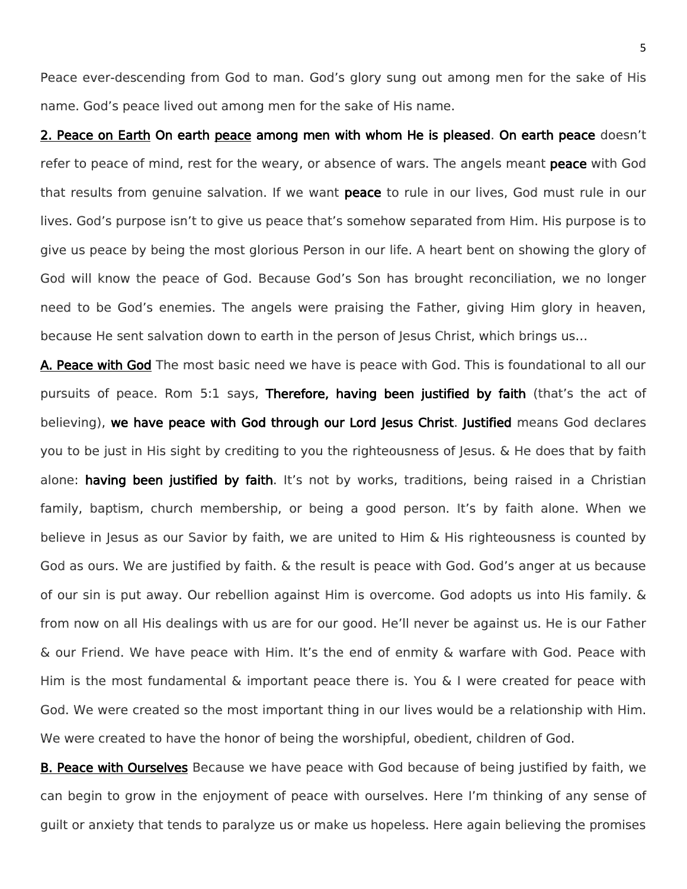Peace ever-descending from God to man. God's glory sung out among men for the sake of His name. God's peace lived out among men for the sake of His name.

**2. Peace on Earth** **On earth** **peace** **among men with whom He is pleased**. **On earth peace** doesn't refer to peace of mind, rest for the weary, or absence of wars. The angels meant **peace** with God that results from genuine salvation. If we want **peace** to rule in our lives, God must rule in our lives. God's purpose isn't to give us peace that's somehow separated from Him. His purpose is to give us peace by being the most glorious Person in our life. A heart bent on showing the glory of God will know the peace of God. Because God's Son has brought reconciliation, we no longer need to be God's enemies. The angels were praising the Father, giving Him glory in heaven, because He sent salvation down to earth in the person of Jesus Christ, which brings us…

**A. Peace with God** The most basic need we have is peace with God. This is foundational to all our pursuits of peace. Rom 5:1 says, **Therefore, having been justified by faith** (that's the act of believing), **we have peace with God through our Lord Jesus Christ**. **Justified** means God declares you to be just in His sight by crediting to you the righteousness of Jesus. & He does that by faith alone: **having been justified by faith**. It's not by works, traditions, being raised in a Christian family, baptism, church membership, or being a good person. It's by faith alone. When we believe in Jesus as our Savior by faith, we are united to Him & His righteousness is counted by God as ours. We are justified by faith. & the result is peace with God. God's anger at us because of our sin is put away. Our rebellion against Him is overcome. God adopts us into His family. & from now on all His dealings with us are for our good. He'll never be against us. He is our Father & our Friend. We have peace with Him. It's the end of enmity & warfare with God. Peace with Him is the most fundamental & important peace there is. You & I were created for peace with God. We were created so the most important thing in our lives would be a relationship with Him. We were created to have the honor of being the worshipful, obedient, children of God.

**B. Peace with Ourselves** Because we have peace with God because of being justified by faith, we can begin to grow in the enjoyment of peace with ourselves. Here I'm thinking of any sense of guilt or anxiety that tends to paralyze us or make us hopeless. Here again believing the promises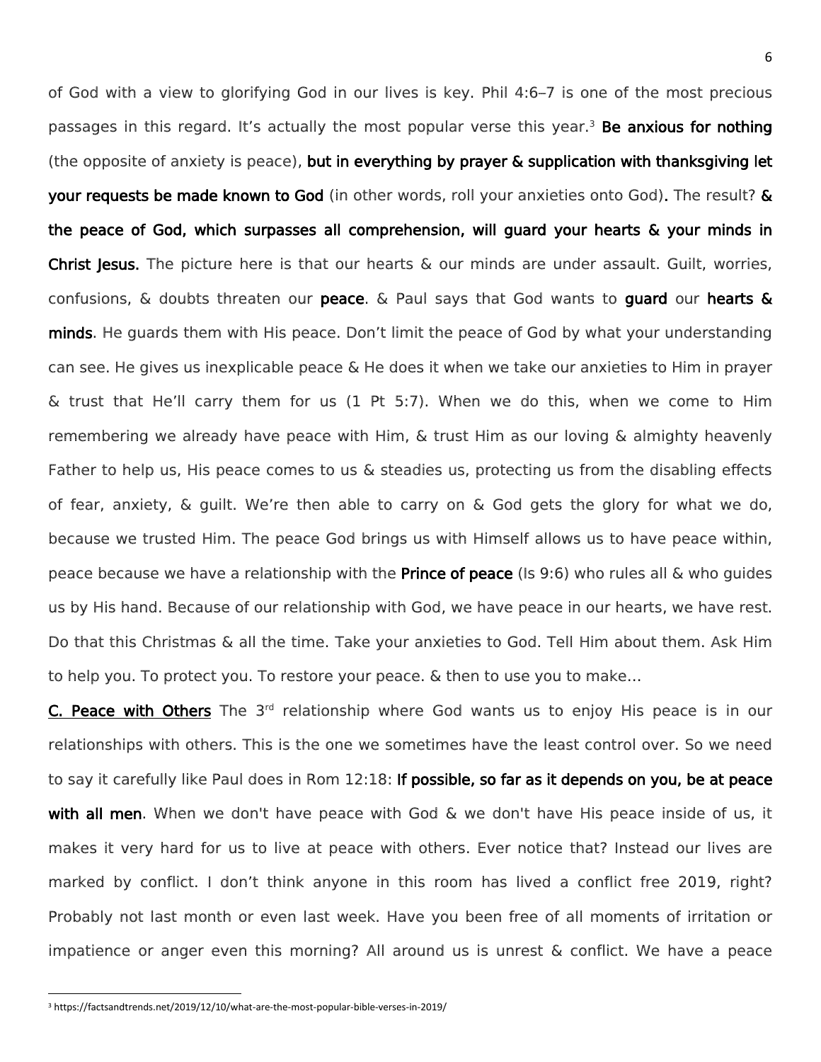of God with a view to glorifying God in our lives is key. Phil 4:6–7 is one of the most precious passages in this regard. It's actually the most popular verse this year.[3] **Be anxious for nothing** (the opposite of anxiety is peace), **but in everything by prayer & supplication with thanksgiving let your requests be made known to God** (in other words, roll your anxieties onto God). The result? **& the peace of God, which surpasses all comprehension, will guard your hearts & your minds in Christ Jesus.** The picture here is that our hearts & our minds are under assault. Guilt, worries, confusions, & doubts threaten our **peace**. & Paul says that God wants to **guard** our **hearts & minds**. He guards them with His peace. Don't limit the peace of God by what your understanding can see. He gives us inexplicable peace & He does it when we take our anxieties to Him in prayer & trust that He'll carry them for us (1 Pt 5:7). When we do this, when we come to Him remembering we already have peace with Him, & trust Him as our loving & almighty heavenly Father to help us, His peace comes to us & steadies us, protecting us from the disabling effects of fear, anxiety, & guilt. We're then able to carry on & God gets the glory for what we do, because we trusted Him. The peace God brings us with Himself allows us to have peace within, peace because we have a relationship with the **Prince of peace** (Is 9:6) who rules all & who guides us by His hand. Because of our relationship with God, we have peace in our hearts, we have rest. Do that this Christmas & all the time. Take your anxieties to God. Tell Him about them. Ask Him to help you. To protect you. To restore your peace. & then to use you to make…

**C. Peace with Others** The 3rd relationship where God wants us to enjoy His peace is in our relationships with others. This is the one we sometimes have the least control over. So we need to say it carefully like Paul does in Rom 12:18: **If possible, so far as it depends on you, be at peace with all men**. When we don't have peace with God & we don't have His peace inside of us, it makes it very hard for us to live at peace with others. Ever notice that? Instead our lives are marked by conflict. I don't think anyone in this room has lived a conflict free 2019, right? Probably not last month or even last week. Have you been free of all moments of irritation or impatience or anger even this morning? All around us is unrest & conflict. We have a peace

[3] https://factsandtrends.net/2019/12/10/what-are-the-most-popular-bible-verses-in-2019/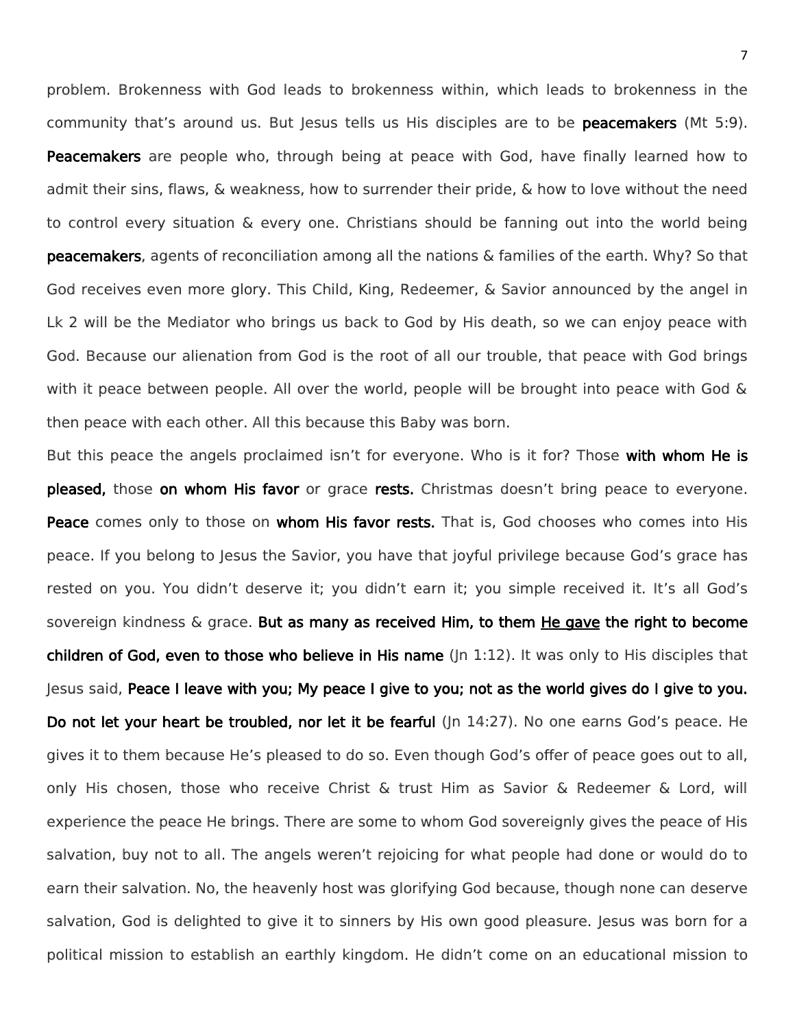problem. Brokenness with God leads to brokenness within, which leads to brokenness in the community that's around us. But Jesus tells us His disciples are to be **peacemakers** (Mt 5:9). **Peacemakers** are people who, through being at peace with God, have finally learned how to admit their sins, flaws, & weakness, how to surrender their pride, & how to love without the need to control every situation & every one. Christians should be fanning out into the world being **peacemakers**, agents of reconciliation among all the nations & families of the earth. Why? So that God receives even more glory. This Child, King, Redeemer, & Savior announced by the angel in Lk 2 will be the Mediator who brings us back to God by His death, so we can enjoy peace with God. Because our alienation from God is the root of all our trouble, that peace with God brings with it peace between people. All over the world, people will be brought into peace with God & then peace with each other. All this because this Baby was born.

But this peace the angels proclaimed isn't for everyone. Who is it for? Those **with whom He is pleased,** those **on whom His favor** or grace **rests.** Christmas doesn't bring peace to everyone. **Peace** comes only to those on **whom His favor rests.** That is, God chooses who comes into His peace. If you belong to Jesus the Savior, you have that joyful privilege because God's grace has rested on you. You didn't deserve it; you didn't earn it; you simple received it. It's all God's sovereign kindness & grace. **But as many as received Him, to them <u>He gave</u> the right to become children of God, even to those who believe in His name** (Jn 1:12). It was only to His disciples that Jesus said, **Peace I leave with you; My peace I give to you; not as the world gives do I give to you. Do not let your heart be troubled, nor let it be fearful** (Jn 14:27). No one earns God's peace. He gives it to them because He's pleased to do so. Even though God's offer of peace goes out to all, only His chosen, those who receive Christ & trust Him as Savior & Redeemer & Lord, will experience the peace He brings. There are some to whom God sovereignly gives the peace of His salvation, buy not to all. The angels weren't rejoicing for what people had done or would do to earn their salvation. No, the heavenly host was glorifying God because, though none can deserve salvation, God is delighted to give it to sinners by His own good pleasure. Jesus was born for a political mission to establish an earthly kingdom. He didn't come on an educational mission to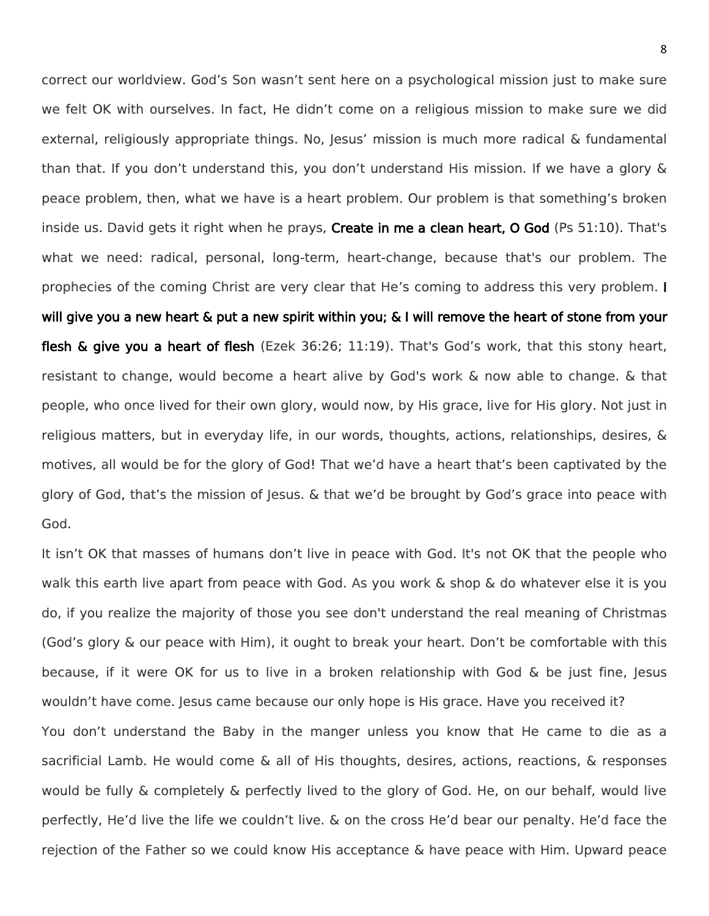correct our worldview. God's Son wasn't sent here on a psychological mission just to make sure we felt OK with ourselves. In fact, He didn't come on a religious mission to make sure we did external, religiously appropriate things. No, Jesus' mission is much more radical & fundamental than that. If you don't understand this, you don't understand His mission. If we have a glory & peace problem, then, what we have is a heart problem. Our problem is that something's broken inside us. David gets it right when he prays, **Create in me a clean heart, O God** (Ps 51:10). That's what we need: radical, personal, long-term, heart-change, because that's our problem. The prophecies of the coming Christ are very clear that He's coming to address this very problem. **I will give you a new heart & put a new spirit within you; & I will remove the heart of stone from your flesh & give you a heart of flesh** (Ezek 36:26; 11:19). That's God's work, that this stony heart, resistant to change, would become a heart alive by God's work & now able to change. & that people, who once lived for their own glory, would now, by His grace, live for His glory. Not just in religious matters, but in everyday life, in our words, thoughts, actions, relationships, desires, & motives, all would be for the glory of God! That we'd have a heart that's been captivated by the glory of God, that's the mission of Jesus. & that we'd be brought by God's grace into peace with God.

It isn't OK that masses of humans don't live in peace with God. It's not OK that the people who walk this earth live apart from peace with God. As you work & shop & do whatever else it is you do, if you realize the majority of those you see don't understand the real meaning of Christmas (God's glory & our peace with Him), it ought to break your heart. Don't be comfortable with this because, if it were OK for us to live in a broken relationship with God & be just fine, Jesus wouldn't have come. Jesus came because our only hope is His grace. Have you received it?

You don't understand the Baby in the manger unless you know that He came to die as a sacrificial Lamb. He would come & all of His thoughts, desires, actions, reactions, & responses would be fully & completely & perfectly lived to the glory of God. He, on our behalf, would live perfectly, He'd live the life we couldn't live. & on the cross He'd bear our penalty. He'd face the rejection of the Father so we could know His acceptance & have peace with Him. Upward peace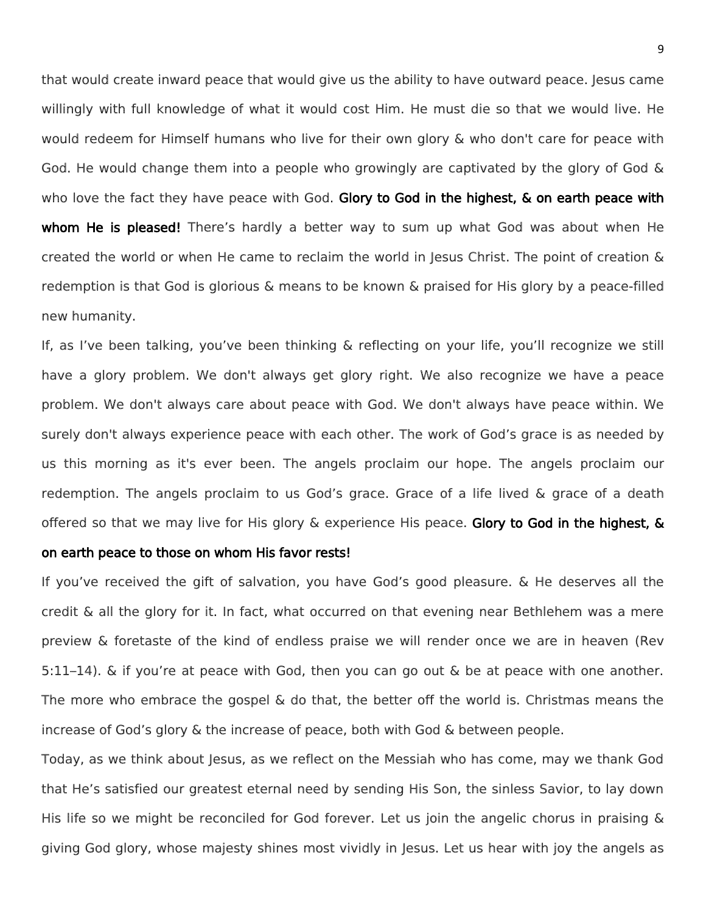that would create inward peace that would give us the ability to have outward peace. Jesus came willingly with full knowledge of what it would cost Him. He must die so that we would live. He would redeem for Himself humans who live for their own glory & who don't care for peace with God. He would change them into a people who growingly are captivated by the glory of God & who love the fact they have peace with God. **Glory to God in the highest, & on earth peace with whom He is pleased!** There's hardly a better way to sum up what God was about when He created the world or when He came to reclaim the world in Jesus Christ. The point of creation & redemption is that God is glorious & means to be known & praised for His glory by a peace-filled new humanity.

If, as I've been talking, you've been thinking & reflecting on your life, you'll recognize we still have a glory problem. We don't always get glory right. We also recognize we have a peace problem. We don't always care about peace with God. We don't always have peace within. We surely don't always experience peace with each other. The work of God's grace is as needed by us this morning as it's ever been. The angels proclaim our hope. The angels proclaim our redemption. The angels proclaim to us God's grace. Grace of a life lived & grace of a death offered so that we may live for His glory & experience His peace. **Glory to God in the highest, & on earth peace to those on whom His favor rests!**

If you've received the gift of salvation, you have God's good pleasure. & He deserves all the credit & all the glory for it. In fact, what occurred on that evening near Bethlehem was a mere preview & foretaste of the kind of endless praise we will render once we are in heaven (Rev 5:11–14). & if you're at peace with God, then you can go out & be at peace with one another. The more who embrace the gospel & do that, the better off the world is. Christmas means the increase of God's glory & the increase of peace, both with God & between people.

Today, as we think about Jesus, as we reflect on the Messiah who has come, may we thank God that He's satisfied our greatest eternal need by sending His Son, the sinless Savior, to lay down His life so we might be reconciled for God forever. Let us join the angelic chorus in praising & giving God glory, whose majesty shines most vividly in Jesus. Let us hear with joy the angels as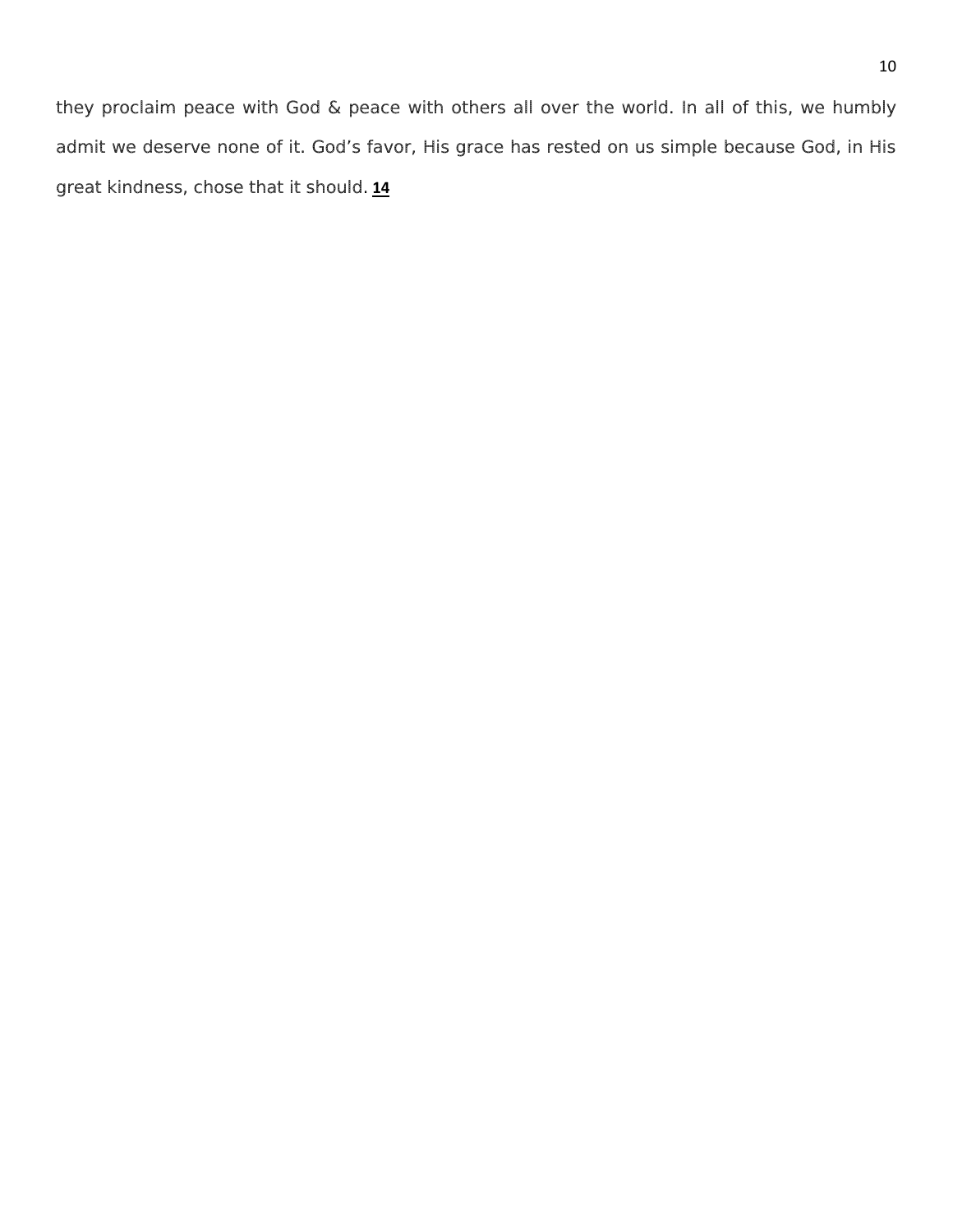they proclaim peace with God & peace with others all over the world. In all of this, we humbly admit we deserve none of it. God's favor, His grace has rested on us simple because God, in His great kindness, chose that it should. **14**